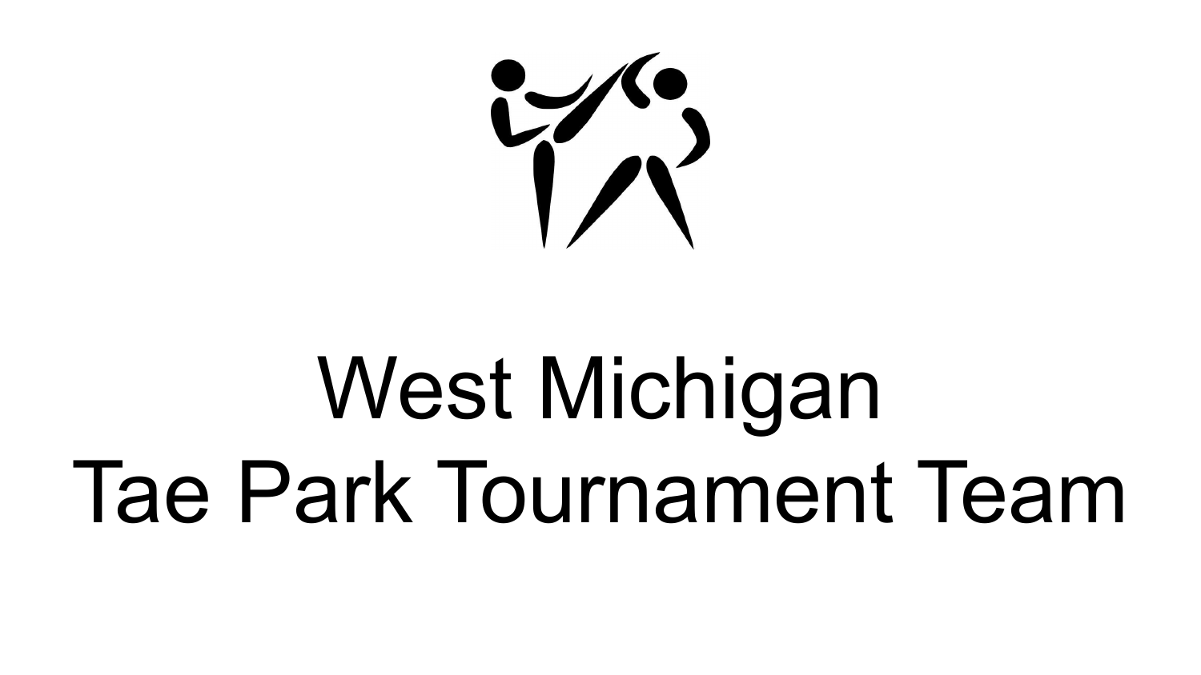# West Michigan
# Tae Park Tournament Team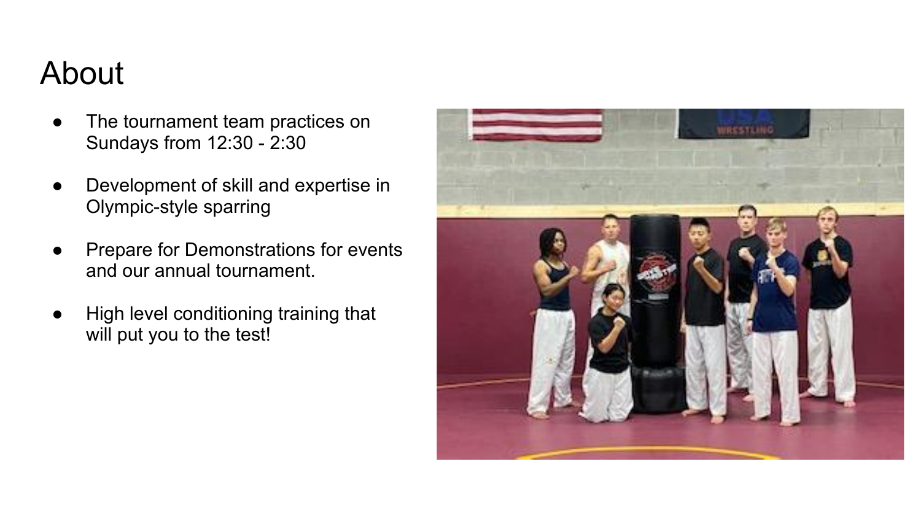# About

- The tournament team practices on Sundays from 12:30 - 2:30
- Development of skill and expertise in Olympic-style sparring
- Prepare for Demonstrations for events and our annual tournament.
- High level conditioning training that will put you to the test!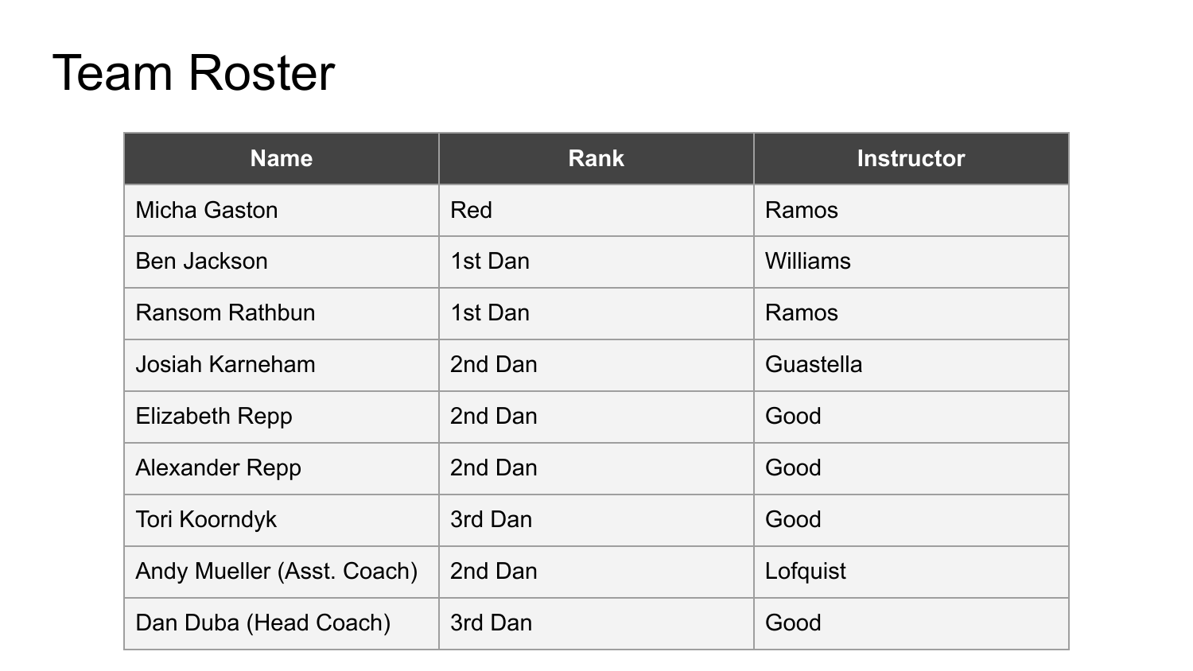# Team Roster

| Name | Rank | Instructor |
| --- | --- | --- |
| Micha Gaston | Red | Ramos |
| Ben Jackson | 1st Dan | Williams |
| Ransom Rathbun | 1st Dan | Ramos |
| Josiah Karneham | 2nd Dan | Guastella |
| Elizabeth Repp | 2nd Dan | Good |
| Alexander Repp | 2nd Dan | Good |
| Tori Koorndyk | 3rd Dan | Good |
| Andy Mueller (Asst. Coach) | 2nd Dan | Lofquist |
| Dan Duba (Head Coach) | 3rd Dan | Good |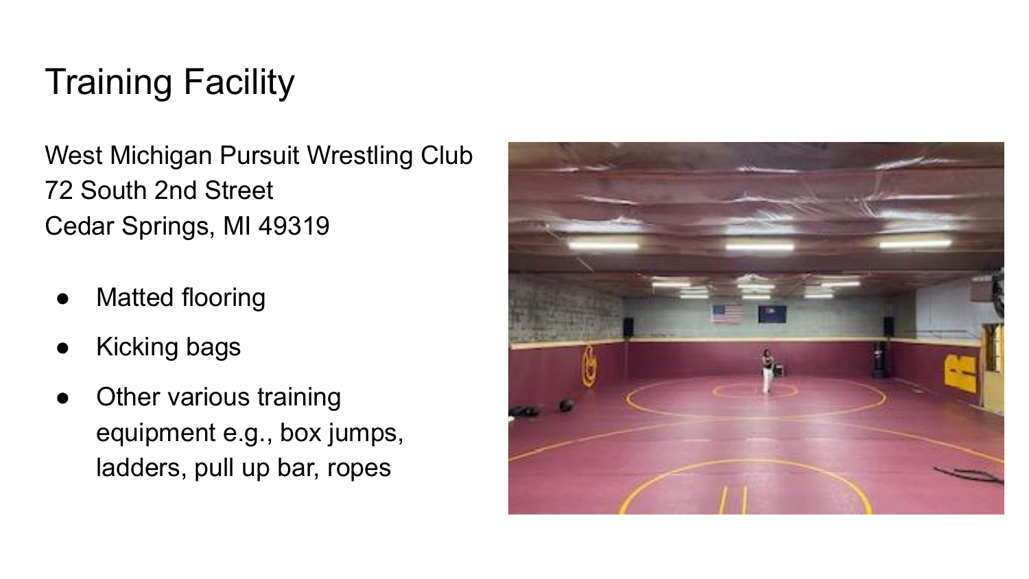# Training Facility

West Michigan Pursuit Wrestling Club
72 South 2nd Street
Cedar Springs, MI 49319

- Matted flooring
- Kicking bags
- Other various training equipment e.g., box jumps, ladders, pull up bar, ropes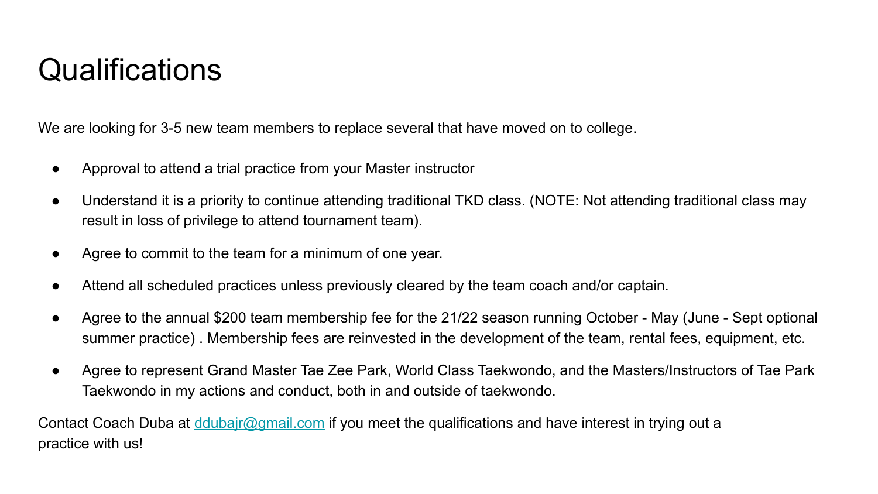# Qualifications

We are looking for 3-5 new team members to replace several that have moved on to college.

- Approval to attend a trial practice from your Master instructor
- Understand it is a priority to continue attending traditional TKD class. (NOTE: Not attending traditional class may result in loss of privilege to attend tournament team).
- Agree to commit to the team for a minimum of one year.
- Attend all scheduled practices unless previously cleared by the team coach and/or captain.
- Agree to the annual $200 team membership fee for the 21/22 season running October - May (June - Sept optional summer practice) . Membership fees are reinvested in the development of the team, rental fees, equipment, etc.
- Agree to represent Grand Master Tae Zee Park, World Class Taekwondo, and the Masters/Instructors of Tae Park Taekwondo in my actions and conduct, both in and outside of taekwondo.

Contact Coach Duba at [ddubajr@gmail.com](mailto:ddubajr@gmail.com) if you meet the qualifications and have interest in trying out a practice with us!